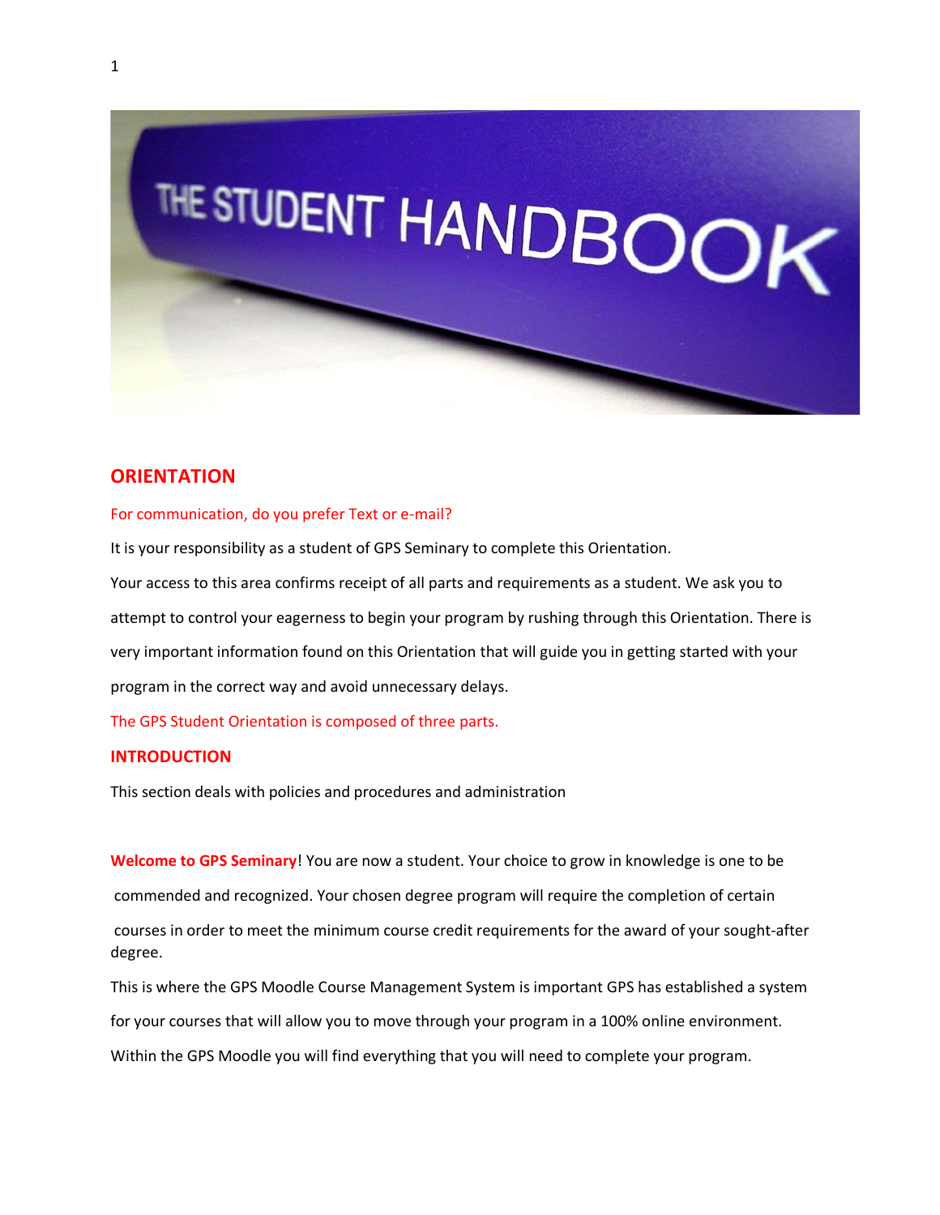## ORIENTATION

For communication, do you prefer Text or e-mail?

It is your responsibility as a student of GPS Seminary to complete this Orientation.

Your access to this area confirms receipt of all parts and requirements as a student. We ask you to attempt to control your eagerness to begin your program by rushing through this Orientation. There is very important information found on this Orientation that will guide you in getting started with your program in the correct way and avoid unnecessary delays.

The GPS Student Orientation is composed of three parts.

## INTRODUCTION

This section deals with policies and procedures and administration

**Welcome to GPS Seminary**! You are now a student. Your choice to grow in knowledge is one to be commended and recognized. Your chosen degree program will require the completion of certain courses in order to meet the minimum course credit requirements for the award of your sought-after degree.

This is where the GPS Moodle Course Management System is important GPS has established a system for your courses that will allow you to move through your program in a 100% online environment. Within the GPS Moodle you will find everything that you will need to complete your program.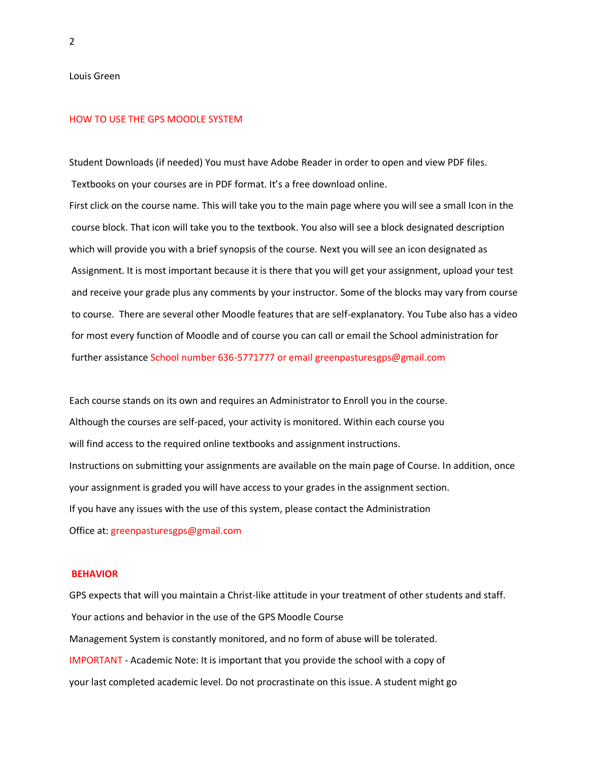Louis Green

## HOW TO USE THE GPS MOODLE SYSTEM

Student Downloads (if needed) You must have Adobe Reader in order to open and view PDF files. Textbooks on your courses are in PDF format. It's a free download online.

First click on the course name. This will take you to the main page where you will see a small Icon in the course block. That icon will take you to the textbook. You also will see a block designated description which will provide you with a brief synopsis of the course. Next you will see an icon designated as Assignment. It is most important because it is there that you will get your assignment, upload your test and receive your grade plus any comments by your instructor. Some of the blocks may vary from course to course. There are several other Moodle features that are self-explanatory. You Tube also has a video for most every function of Moodle and of course you can call or email the School administration for further assistance School number 636-5771777 or email greenpasturesgps@gmail.com

Each course stands on its own and requires an Administrator to Enroll you in the course. Although the courses are self-paced, your activity is monitored. Within each course you will find access to the required online textbooks and assignment instructions.

Instructions on submitting your assignments are available on the main page of Course. In addition, once your assignment is graded you will have access to your grades in the assignment section.

If you have any issues with the use of this system, please contact the Administration Office at: greenpasturesgps@gmail.com

## BEHAVIOR

GPS expects that will you maintain a Christ-like attitude in your treatment of other students and staff. Your actions and behavior in the use of the GPS Moodle Course Management System is constantly monitored, and no form of abuse will be tolerated.

IMPORTANT - Academic Note: It is important that you provide the school with a copy of your last completed academic level. Do not procrastinate on this issue. A student might go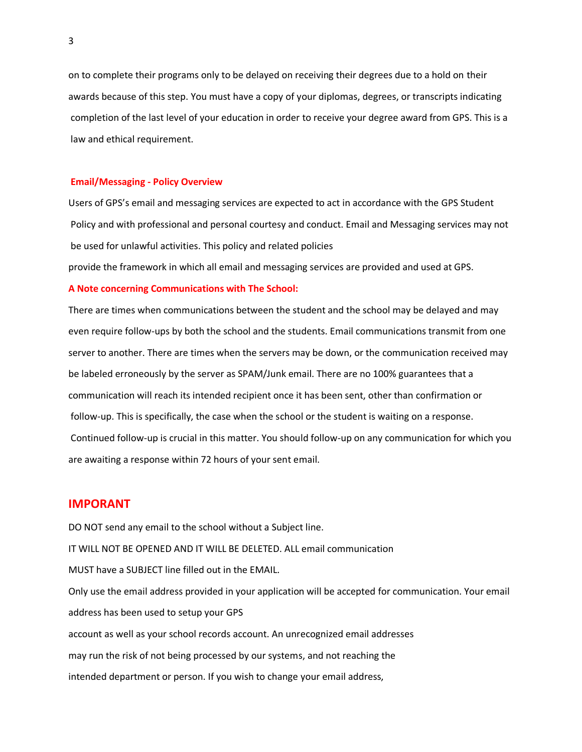on to complete their programs only to be delayed on receiving their degrees due to a hold on their awards because of this step. You must have a copy of your diplomas, degrees, or transcripts indicating completion of the last level of your education in order to receive your degree award from GPS. This is a law and ethical requirement.

**Email/Messaging - Policy Overview**

Users of GPS's email and messaging services are expected to act in accordance with the GPS Student Policy and with professional and personal courtesy and conduct. Email and Messaging services may not be used for unlawful activities. This policy and related policies provide the framework in which all email and messaging services are provided and used at GPS.

**A Note concerning Communications with The School:**

There are times when communications between the student and the school may be delayed and may even require follow-ups by both the school and the students. Email communications transmit from one server to another. There are times when the servers may be down, or the communication received may be labeled erroneously by the server as SPAM/Junk email. There are no 100% guarantees that a communication will reach its intended recipient once it has been sent, other than confirmation or follow-up. This is specifically, the case when the school or the student is waiting on a response. Continued follow-up is crucial in this matter. You should follow-up on any communication for which you are awaiting a response within 72 hours of your sent email.

## IMPORANT

DO NOT send any email to the school without a Subject line.
IT WILL NOT BE OPENED AND IT WILL BE DELETED. ALL email communication
MUST have a SUBJECT line filled out in the EMAIL.
Only use the email address provided in your application will be accepted for communication. Your email address has been used to setup your GPS
account as well as your school records account. An unrecognized email addresses
may run the risk of not being processed by our systems, and not reaching the
intended department or person. If you wish to change your email address,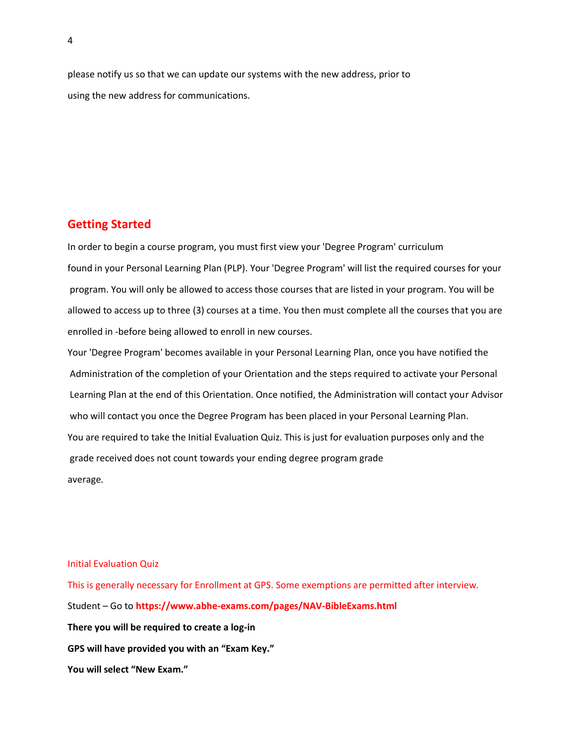please notify us so that we can update our systems with the new address, prior to using the new address for communications.

## Getting Started

In order to begin a course program, you must first view your 'Degree Program' curriculum found in your Personal Learning Plan (PLP). Your 'Degree Program' will list the required courses for your program. You will only be allowed to access those courses that are listed in your program. You will be allowed to access up to three (3) courses at a time. You then must complete all the courses that you are enrolled in -before being allowed to enroll in new courses.

Your 'Degree Program' becomes available in your Personal Learning Plan, once you have notified the Administration of the completion of your Orientation and the steps required to activate your Personal Learning Plan at the end of this Orientation. Once notified, the Administration will contact your Advisor who will contact you once the Degree Program has been placed in your Personal Learning Plan.

You are required to take the Initial Evaluation Quiz. This is just for evaluation purposes only and the grade received does not count towards your ending degree program grade average.

### Initial Evaluation Quiz

This is generally necessary for Enrollment at GPS. Some exemptions are permitted after interview.

Student – Go to **https://www.abhe-exams.com/pages/NAV-BibleExams.html**

**There you will be required to create a log-in**

**GPS will have provided you with an "Exam Key."**

**You will select "New Exam."**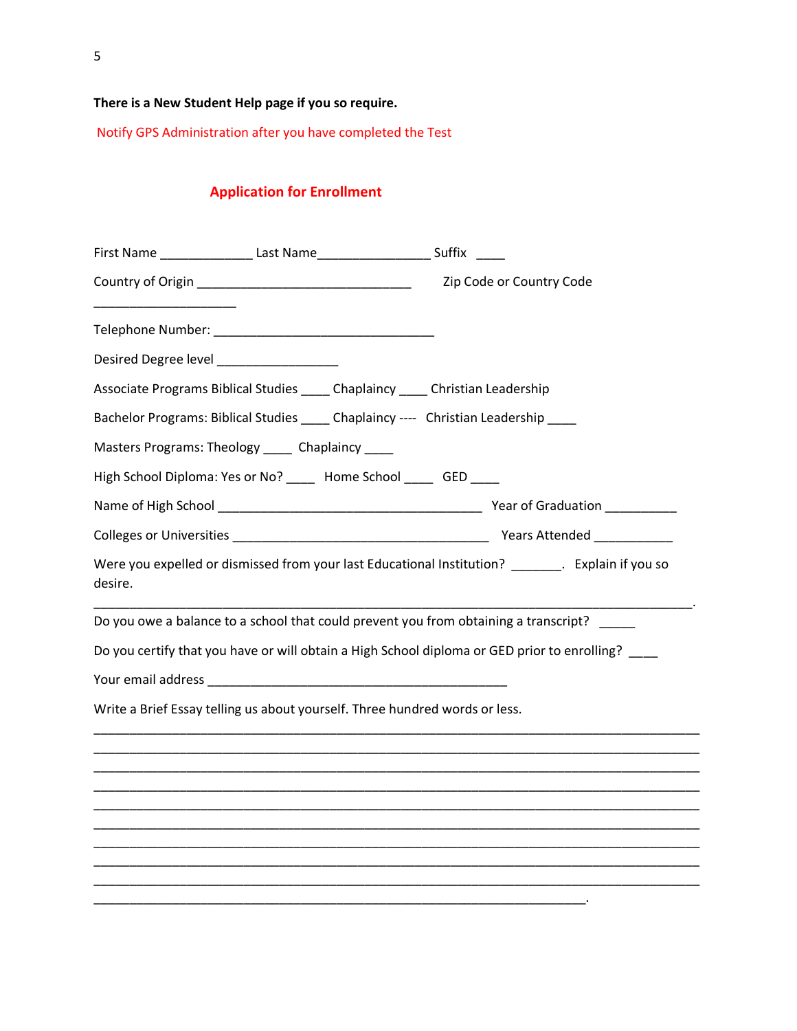**There is a New Student Help page if you so require.**

Notify GPS Administration after you have completed the Test

## Application for Enrollment

First Name _____________ Last Name________________ Suffix ____

Country of Origin ______________________________ Zip Code or Country Code ____________________

Telephone Number: _______________________________

Desired Degree level _________________

Associate Programs Biblical Studies ____ Chaplaincy ____ Christian Leadership

Bachelor Programs: Biblical Studies ____ Chaplaincy ---- Christian Leadership ____

Masters Programs: Theology ____ Chaplaincy ____

High School Diploma: Yes or No? ____ Home School ____ GED ____

Name of High School _____________________________________ Year of Graduation __________

Colleges or Universities ___________________________________ Years Attended ___________

Were you expelled or dismissed from your last Educational Institution? _______. Explain if you so desire.

_____________________________________________________________________________________.

Do you owe a balance to a school that could prevent you from obtaining a transcript? _____

Do you certify that you have or will obtain a High School diploma or GED prior to enrolling? ____

Your email address __________________________________________

Write a Brief Essay telling us about yourself. Three hundred words or less.

______________________________________________________________________________________
______________________________________________________________________________________
______________________________________________________________________________________
______________________________________________________________________________________
______________________________________________________________________________________
______________________________________________________________________________________
______________________________________________________________________________________
______________________________________________________________________________________
______________________________________________________________________________________
______________________________________________________________________.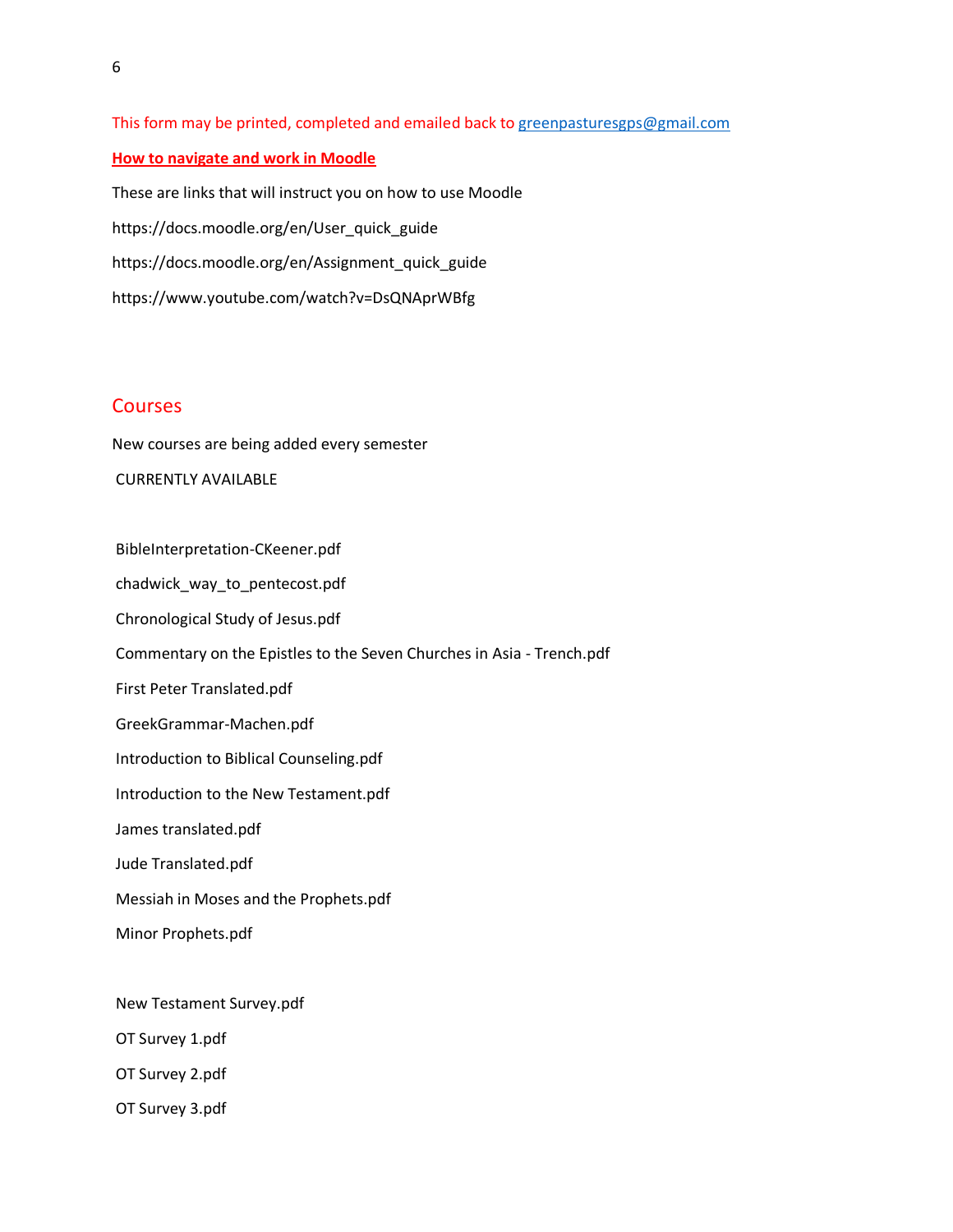This form may be printed, completed and emailed back to greenpasturesgps@gmail.com

**How to navigate and work in Moodle**

These are links that will instruct you on how to use Moodle

https://docs.moodle.org/en/User_quick_guide

https://docs.moodle.org/en/Assignment_quick_guide

https://www.youtube.com/watch?v=DsQNAprWBfg

## Courses

New courses are being added every semester

CURRENTLY AVAILABLE

BibleInterpretation-CKeener.pdf

chadwick_way_to_pentecost.pdf

Chronological Study of Jesus.pdf

Commentary on the Epistles to the Seven Churches in Asia - Trench.pdf

First Peter Translated.pdf

GreekGrammar-Machen.pdf

Introduction to Biblical Counseling.pdf

Introduction to the New Testament.pdf

James translated.pdf

Jude Translated.pdf

Messiah in Moses and the Prophets.pdf

Minor Prophets.pdf

New Testament Survey.pdf

OT Survey 1.pdf

OT Survey 2.pdf

OT Survey 3.pdf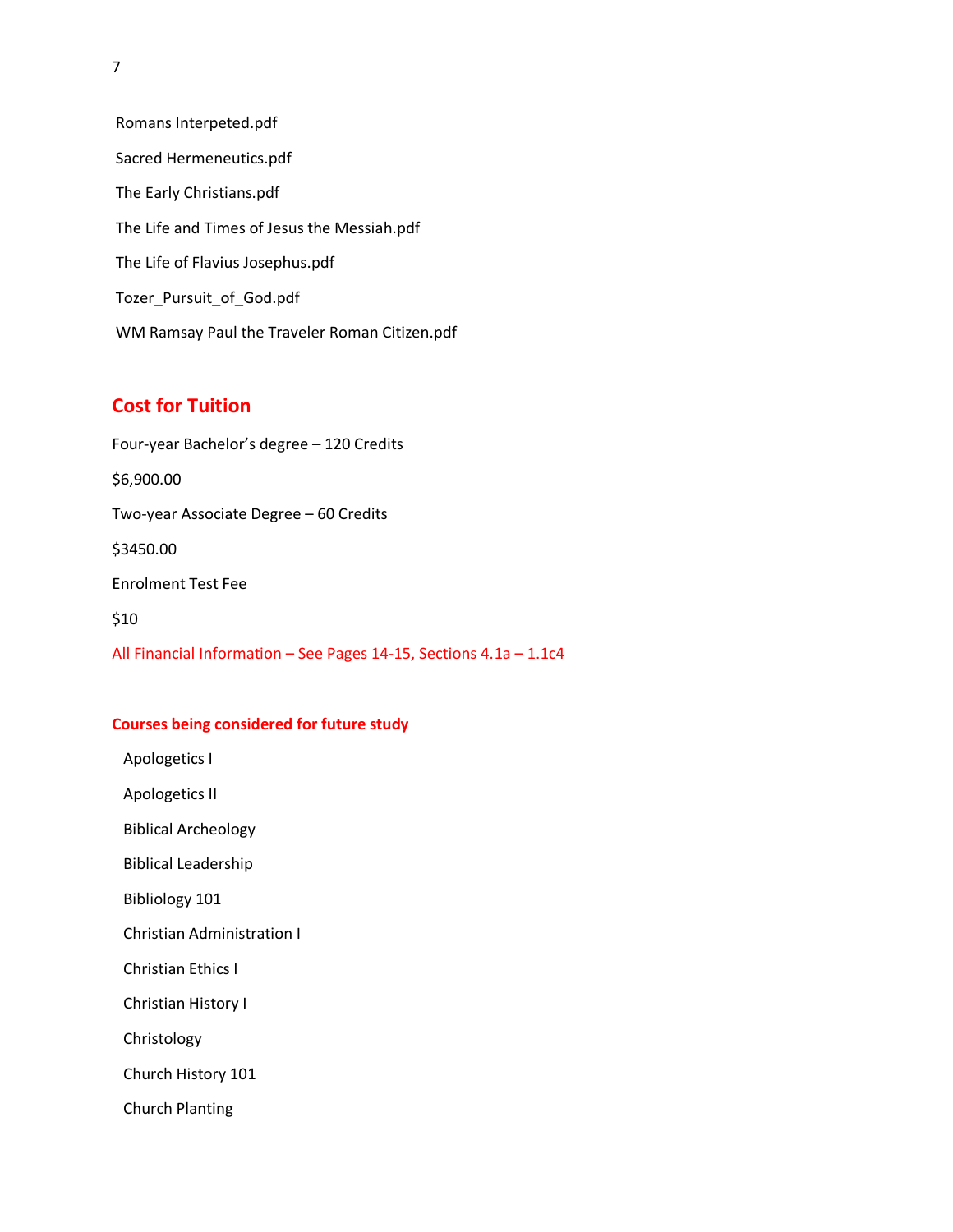Romans Interpeted.pdf

Sacred Hermeneutics.pdf

The Early Christians.pdf

The Life and Times of Jesus the Messiah.pdf

The Life of Flavius Josephus.pdf

Tozer_Pursuit_of_God.pdf

WM Ramsay Paul the Traveler Roman Citizen.pdf

## Cost for Tuition

Four-year Bachelor's degree – 120 Credits

$6,900.00

Two-year Associate Degree – 60 Credits

$3450.00

Enrolment Test Fee

$10

All Financial Information – See Pages 14-15, Sections 4.1a – 1.1c4

### Courses being considered for future study

Apologetics I

Apologetics II

Biblical Archeology

Biblical Leadership

Bibliology 101

Christian Administration I

Christian Ethics I

Christian History I

Christology

Church History 101

Church Planting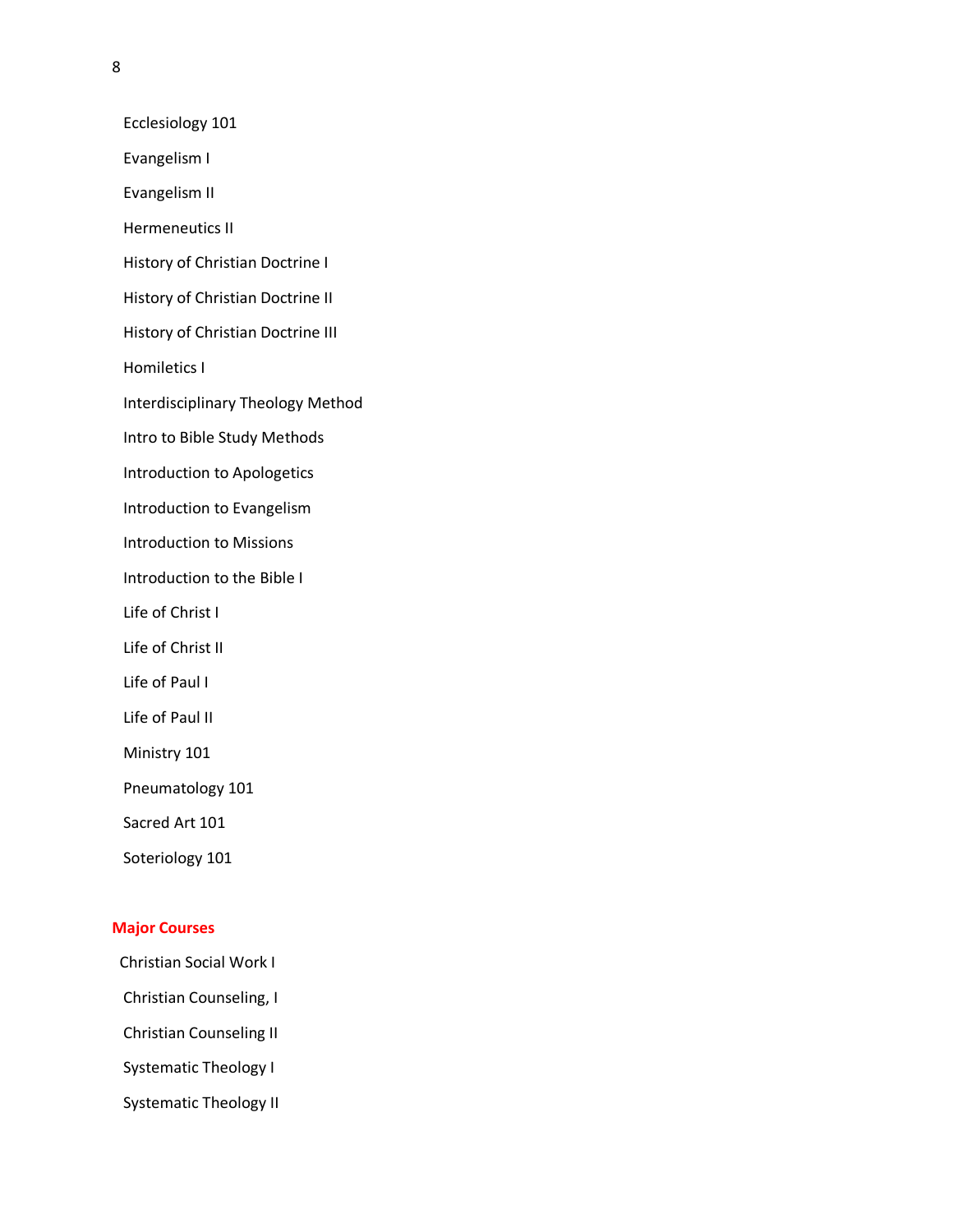Ecclesiology 101

Evangelism I

Evangelism II

Hermeneutics II

History of Christian Doctrine I

History of Christian Doctrine II

History of Christian Doctrine III

Homiletics I

Interdisciplinary Theology Method

Intro to Bible Study Methods

Introduction to Apologetics

Introduction to Evangelism

Introduction to Missions

Introduction to the Bible I

Life of Christ I

Life of Christ II

Life of Paul I

Life of Paul II

Ministry 101

Pneumatology 101

Sacred Art 101

Soteriology 101

## Major Courses

Christian Social Work I

Christian Counseling, I

Christian Counseling II

Systematic Theology I

Systematic Theology II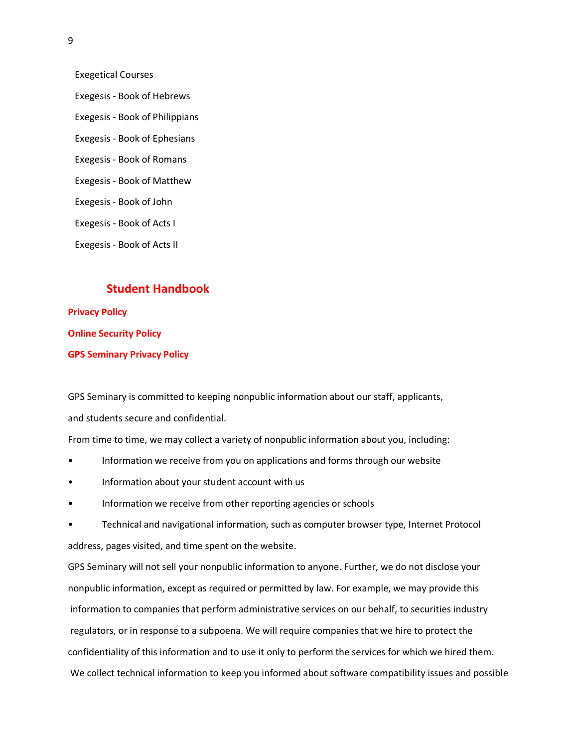Exegetical Courses

Exegesis - Book of Hebrews

Exegesis - Book of Philippians

Exegesis - Book of Ephesians

Exegesis - Book of Romans

Exegesis - Book of Matthew

Exegesis - Book of John

Exegesis - Book of Acts I

Exegesis - Book of Acts II

## Student Handbook

**Privacy Policy**

**Online Security Policy**

**GPS Seminary Privacy Policy**

GPS Seminary is committed to keeping nonpublic information about our staff, applicants, and students secure and confidential.

From time to time, we may collect a variety of nonpublic information about you, including:

- Information we receive from you on applications and forms through our website
- Information about your student account with us
- Information we receive from other reporting agencies or schools
- Technical and navigational information, such as computer browser type, Internet Protocol address, pages visited, and time spent on the website.

GPS Seminary will not sell your nonpublic information to anyone. Further, we do not disclose your nonpublic information, except as required or permitted by law. For example, we may provide this information to companies that perform administrative services on our behalf, to securities industry regulators, or in response to a subpoena. We will require companies that we hire to protect the confidentiality of this information and to use it only to perform the services for which we hired them. We collect technical information to keep you informed about software compatibility issues and possible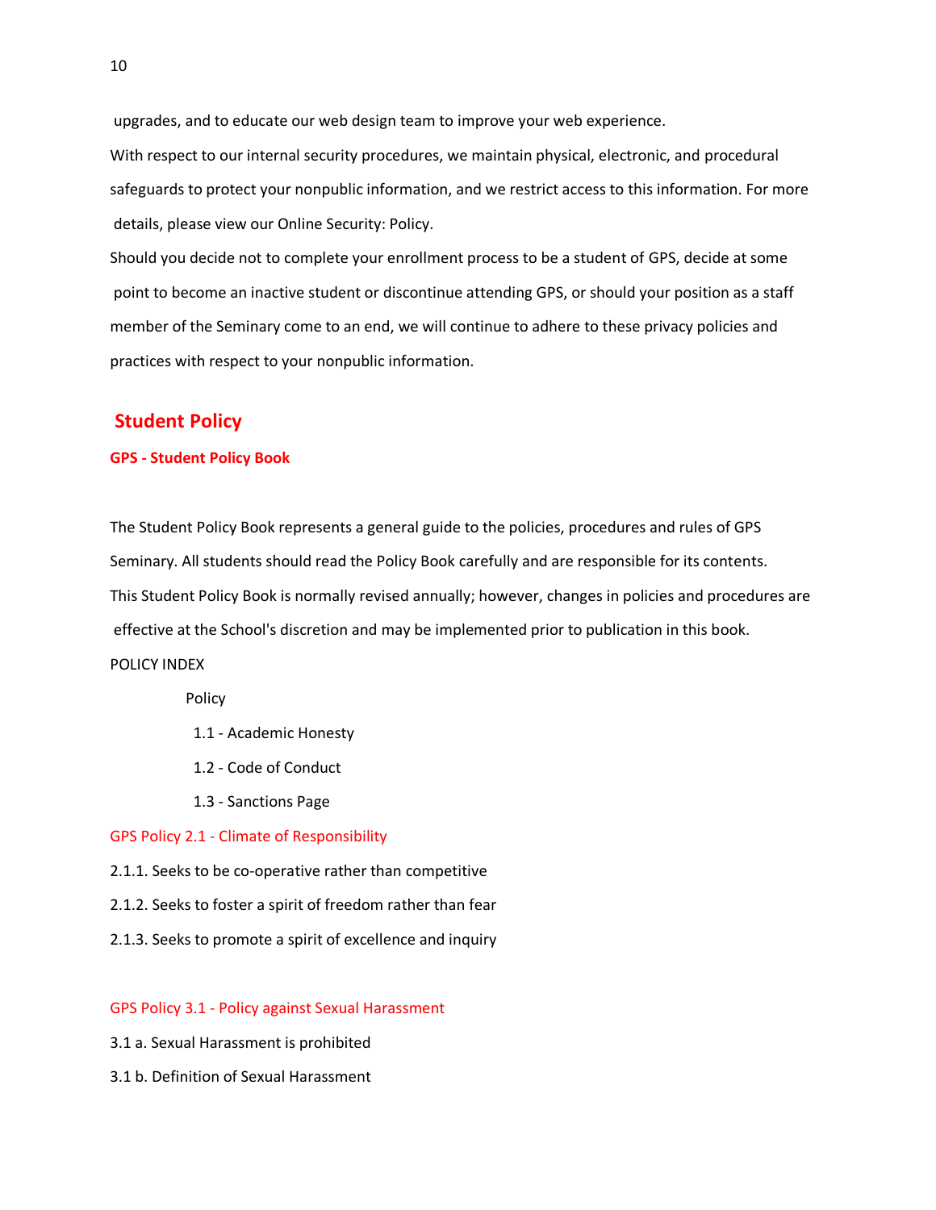upgrades, and to educate our web design team to improve your web experience.

With respect to our internal security procedures, we maintain physical, electronic, and procedural safeguards to protect your nonpublic information, and we restrict access to this information. For more details, please view our Online Security: Policy.

Should you decide not to complete your enrollment process to be a student of GPS, decide at some point to become an inactive student or discontinue attending GPS, or should your position as a staff member of the Seminary come to an end, we will continue to adhere to these privacy policies and practices with respect to your nonpublic information.

## Student Policy

### GPS - Student Policy Book

The Student Policy Book represents a general guide to the policies, procedures and rules of GPS Seminary. All students should read the Policy Book carefully and are responsible for its contents.

This Student Policy Book is normally revised annually; however, changes in policies and procedures are effective at the School's discretion and may be implemented prior to publication in this book.

POLICY INDEX

Policy

- 1.1 - Academic Honesty
- 1.2 - Code of Conduct
- 1.3 - Sanctions Page

#### GPS Policy 2.1 - Climate of Responsibility

2.1.1. Seeks to be co-operative rather than competitive

2.1.2. Seeks to foster a spirit of freedom rather than fear

2.1.3. Seeks to promote a spirit of excellence and inquiry

#### GPS Policy 3.1 - Policy against Sexual Harassment

3.1 a. Sexual Harassment is prohibited

3.1 b. Definition of Sexual Harassment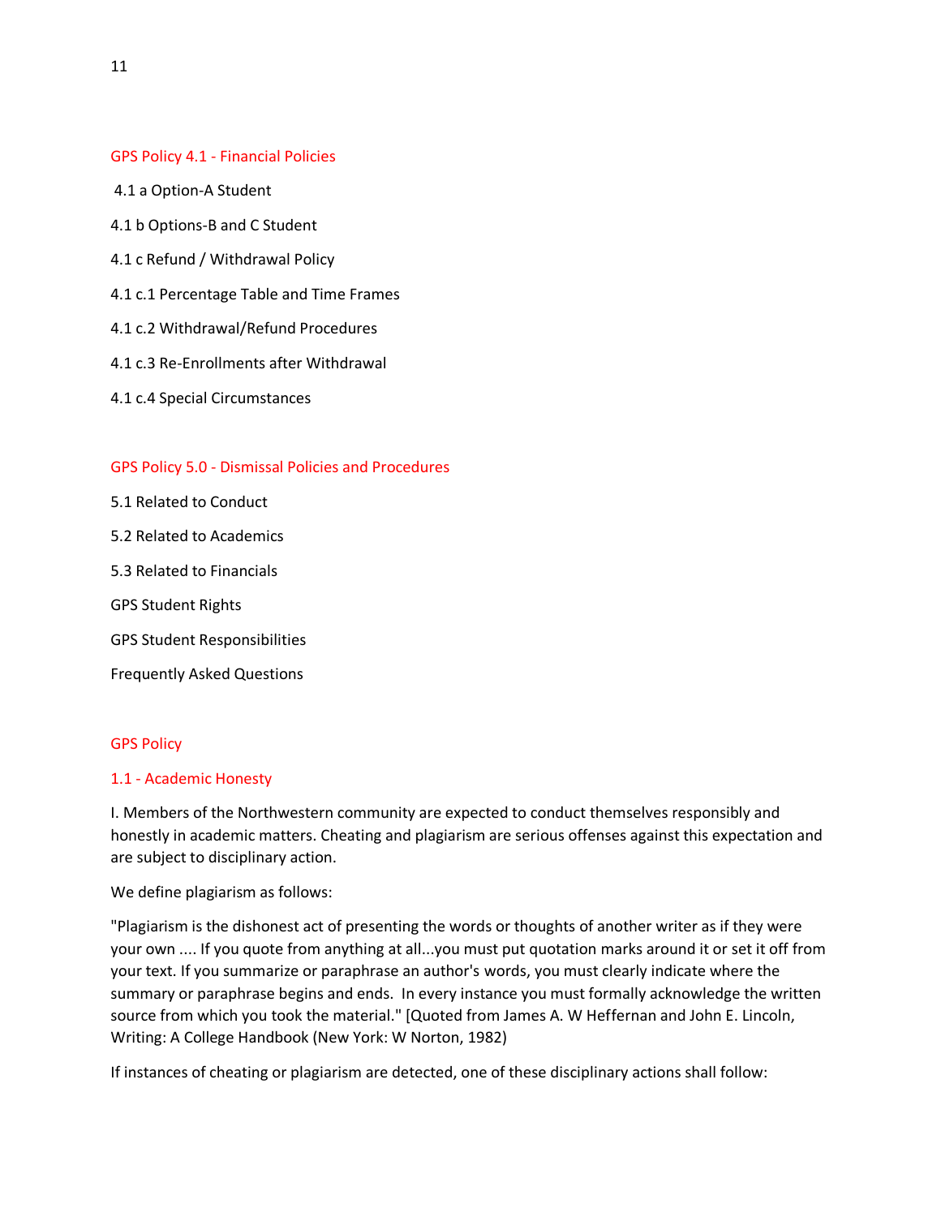## GPS Policy 4.1 - Financial Policies

4.1 a Option-A Student

4.1 b Options-B and C Student

4.1 c Refund / Withdrawal Policy

4.1 c.1 Percentage Table and Time Frames

4.1 c.2 Withdrawal/Refund Procedures

4.1 c.3 Re-Enrollments after Withdrawal

4.1 c.4 Special Circumstances

## GPS Policy 5.0 - Dismissal Policies and Procedures

5.1 Related to Conduct

5.2 Related to Academics

5.3 Related to Financials

GPS Student Rights

GPS Student Responsibilities

Frequently Asked Questions

## GPS Policy

### 1.1 - Academic Honesty

I. Members of the Northwestern community are expected to conduct themselves responsibly and honestly in academic matters. Cheating and plagiarism are serious offenses against this expectation and are subject to disciplinary action.

We define plagiarism as follows:

"Plagiarism is the dishonest act of presenting the words or thoughts of another writer as if they were your own .... If you quote from anything at all...you must put quotation marks around it or set it off from your text. If you summarize or paraphrase an author's words, you must clearly indicate where the summary or paraphrase begins and ends. In every instance you must formally acknowledge the written source from which you took the material." [Quoted from James A. W Heffernan and John E. Lincoln, Writing: A College Handbook (New York: W Norton, 1982)

If instances of cheating or plagiarism are detected, one of these disciplinary actions shall follow: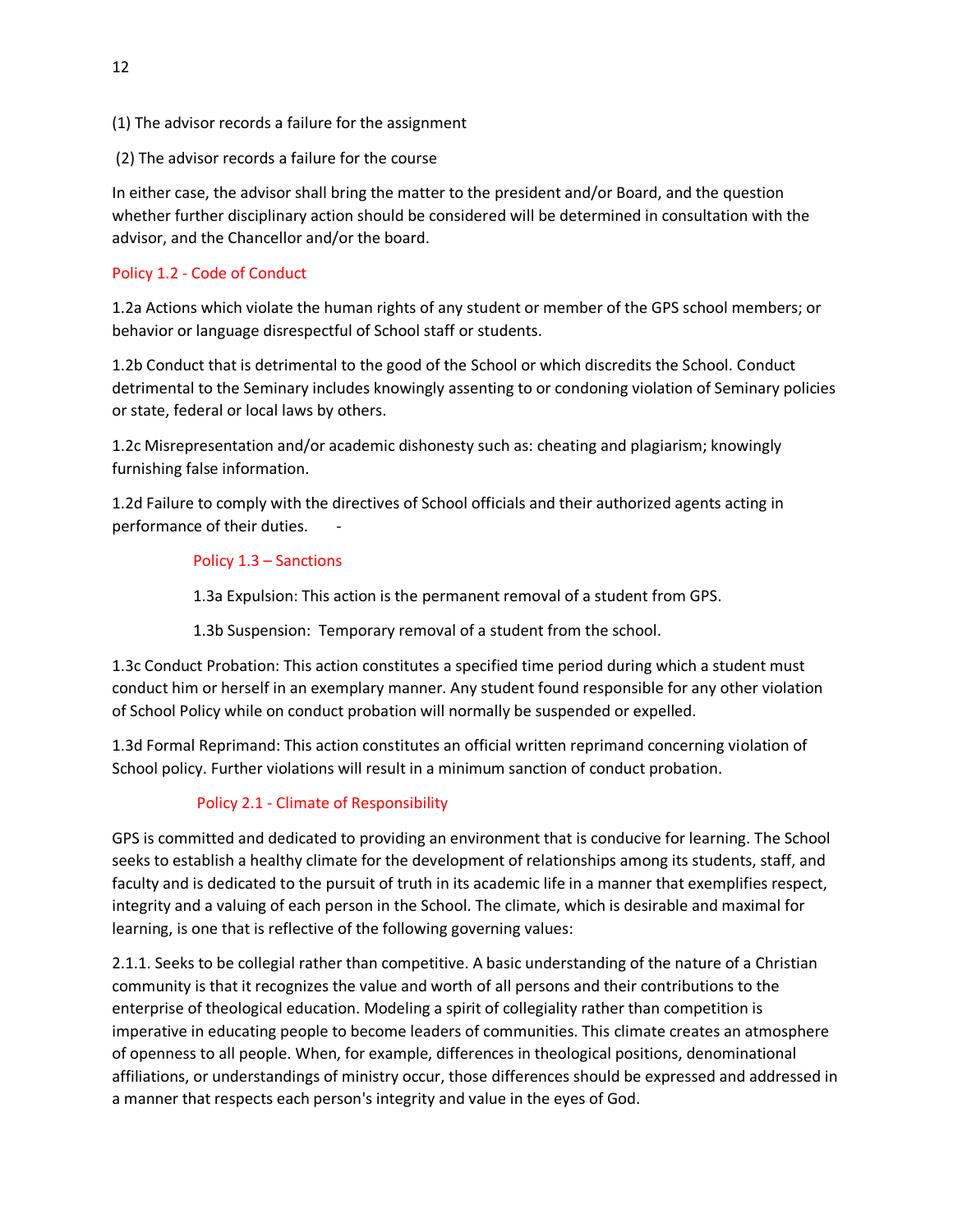(1) The advisor records a failure for the assignment

(2) The advisor records a failure for the course

In either case, the advisor shall bring the matter to the president and/or Board, and the question whether further disciplinary action should be considered will be determined in consultation with the advisor, and the Chancellor and/or the board.

## Policy 1.2 - Code of Conduct

1.2a Actions which violate the human rights of any student or member of the GPS school members; or behavior or language disrespectful of School staff or students.

1.2b Conduct that is detrimental to the good of the School or which discredits the School. Conduct detrimental to the Seminary includes knowingly assenting to or condoning violation of Seminary policies or state, federal or local laws by others.

1.2c Misrepresentation and/or academic dishonesty such as: cheating and plagiarism; knowingly furnishing false information.

1.2d Failure to comply with the directives of School officials and their authorized agents acting in performance of their duties. -

## Policy 1.3 – Sanctions

1.3a Expulsion: This action is the permanent removal of a student from GPS.

1.3b Suspension: Temporary removal of a student from the school.

1.3c Conduct Probation: This action constitutes a specified time period during which a student must conduct him or herself in an exemplary manner. Any student found responsible for any other violation of School Policy while on conduct probation will normally be suspended or expelled.

1.3d Formal Reprimand: This action constitutes an official written reprimand concerning violation of School policy. Further violations will result in a minimum sanction of conduct probation.

## Policy 2.1 - Climate of Responsibility

GPS is committed and dedicated to providing an environment that is conducive for learning. The School seeks to establish a healthy climate for the development of relationships among its students, staff, and faculty and is dedicated to the pursuit of truth in its academic life in a manner that exemplifies respect, integrity and a valuing of each person in the School. The climate, which is desirable and maximal for learning, is one that is reflective of the following governing values:

2.1.1. Seeks to be collegial rather than competitive. A basic understanding of the nature of a Christian community is that it recognizes the value and worth of all persons and their contributions to the enterprise of theological education. Modeling a spirit of collegiality rather than competition is imperative in educating people to become leaders of communities. This climate creates an atmosphere of openness to all people. When, for example, differences in theological positions, denominational affiliations, or understandings of ministry occur, those differences should be expressed and addressed in a manner that respects each person's integrity and value in the eyes of God.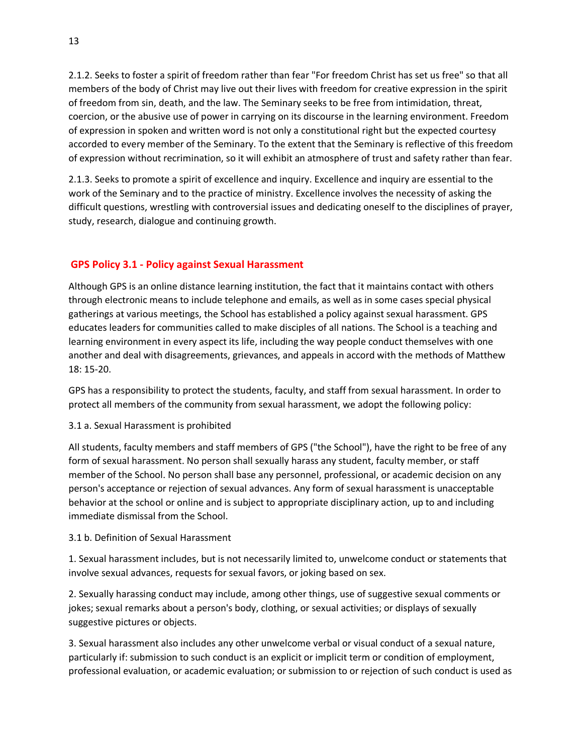2.1.2. Seeks to foster a spirit of freedom rather than fear "For freedom Christ has set us free" so that all members of the body of Christ may live out their lives with freedom for creative expression in the spirit of freedom from sin, death, and the law. The Seminary seeks to be free from intimidation, threat, coercion, or the abusive use of power in carrying on its discourse in the learning environment. Freedom of expression in spoken and written word is not only a constitutional right but the expected courtesy accorded to every member of the Seminary. To the extent that the Seminary is reflective of this freedom of expression without recrimination, so it will exhibit an atmosphere of trust and safety rather than fear.

2.1.3. Seeks to promote a spirit of excellence and inquiry. Excellence and inquiry are essential to the work of the Seminary and to the practice of ministry. Excellence involves the necessity of asking the difficult questions, wrestling with controversial issues and dedicating oneself to the disciplines of prayer, study, research, dialogue and continuing growth.

## GPS Policy 3.1 - Policy against Sexual Harassment

Although GPS is an online distance learning institution, the fact that it maintains contact with others through electronic means to include telephone and emails, as well as in some cases special physical gatherings at various meetings, the School has established a policy against sexual harassment. GPS educates leaders for communities called to make disciples of all nations. The School is a teaching and learning environment in every aspect its life, including the way people conduct themselves with one another and deal with disagreements, grievances, and appeals in accord with the methods of Matthew 18: 15-20.

GPS has a responsibility to protect the students, faculty, and staff from sexual harassment. In order to protect all members of the community from sexual harassment, we adopt the following policy:

3.1 a. Sexual Harassment is prohibited

All students, faculty members and staff members of GPS ("the School"), have the right to be free of any form of sexual harassment. No person shall sexually harass any student, faculty member, or staff member of the School. No person shall base any personnel, professional, or academic decision on any person's acceptance or rejection of sexual advances. Any form of sexual harassment is unacceptable behavior at the school or online and is subject to appropriate disciplinary action, up to and including immediate dismissal from the School.

3.1 b. Definition of Sexual Harassment

1. Sexual harassment includes, but is not necessarily limited to, unwelcome conduct or statements that involve sexual advances, requests for sexual favors, or joking based on sex.

2. Sexually harassing conduct may include, among other things, use of suggestive sexual comments or jokes; sexual remarks about a person's body, clothing, or sexual activities; or displays of sexually suggestive pictures or objects.

3. Sexual harassment also includes any other unwelcome verbal or visual conduct of a sexual nature, particularly if: submission to such conduct is an explicit or implicit term or condition of employment, professional evaluation, or academic evaluation; or submission to or rejection of such conduct is used as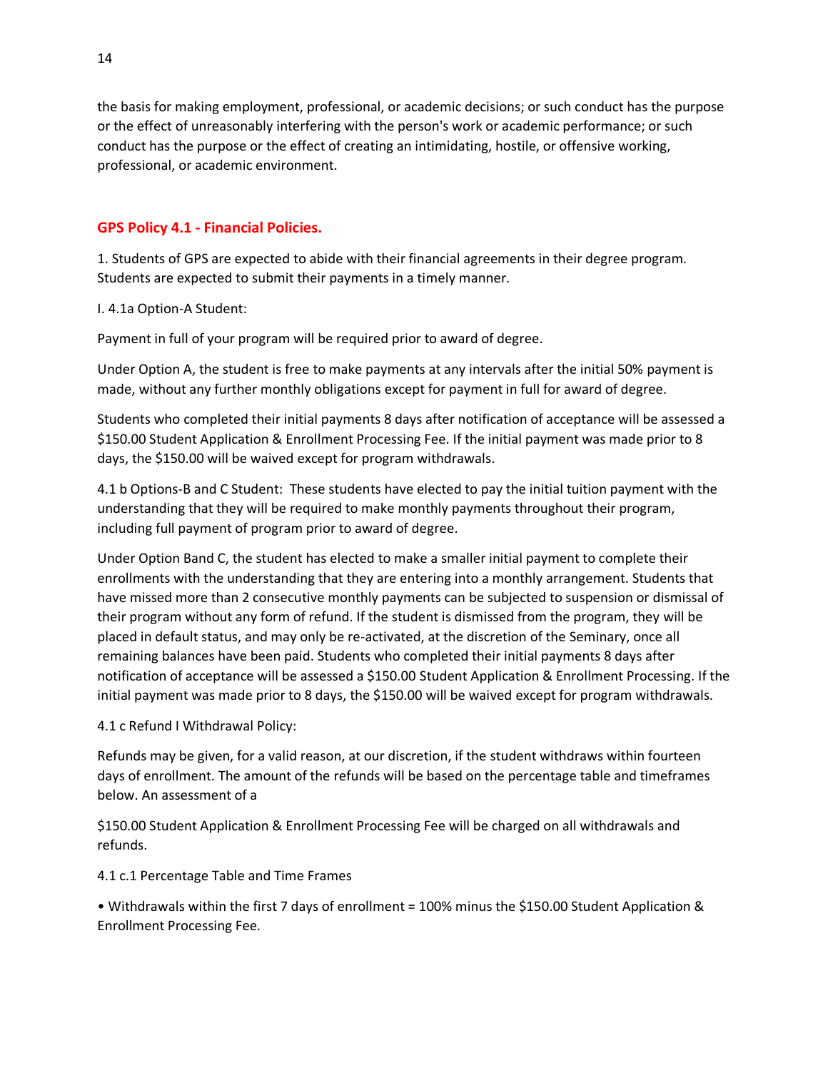the basis for making employment, professional, or academic decisions; or such conduct has the purpose or the effect of unreasonably interfering with the person's work or academic performance; or such conduct has the purpose or the effect of creating an intimidating, hostile, or offensive working, professional, or academic environment.

## GPS Policy 4.1 - Financial Policies.

1. Students of GPS are expected to abide with their financial agreements in their degree program. Students are expected to submit their payments in a timely manner.

I. 4.1a Option-A Student:

Payment in full of your program will be required prior to award of degree.

Under Option A, the student is free to make payments at any intervals after the initial 50% payment is made, without any further monthly obligations except for payment in full for award of degree.

Students who completed their initial payments 8 days after notification of acceptance will be assessed a $150.00 Student Application & Enrollment Processing Fee. If the initial payment was made prior to 8 days, the $150.00 will be waived except for program withdrawals.

4.1 b Options-B and C Student: These students have elected to pay the initial tuition payment with the understanding that they will be required to make monthly payments throughout their program, including full payment of program prior to award of degree.

Under Option Band C, the student has elected to make a smaller initial payment to complete their enrollments with the understanding that they are entering into a monthly arrangement. Students that have missed more than 2 consecutive monthly payments can be subjected to suspension or dismissal of their program without any form of refund. If the student is dismissed from the program, they will be placed in default status, and may only be re-activated, at the discretion of the Seminary, once all remaining balances have been paid. Students who completed their initial payments 8 days after notification of acceptance will be assessed a $150.00 Student Application & Enrollment Processing. If the initial payment was made prior to 8 days, the $150.00 will be waived except for program withdrawals.

4.1 c Refund I Withdrawal Policy:

Refunds may be given, for a valid reason, at our discretion, if the student withdraws within fourteen days of enrollment. The amount of the refunds will be based on the percentage table and timeframes below. An assessment of a

$150.00 Student Application & Enrollment Processing Fee will be charged on all withdrawals and refunds.

4.1 c.1 Percentage Table and Time Frames

- Withdrawals within the first 7 days of enrollment = 100% minus the $150.00 Student Application & Enrollment Processing Fee.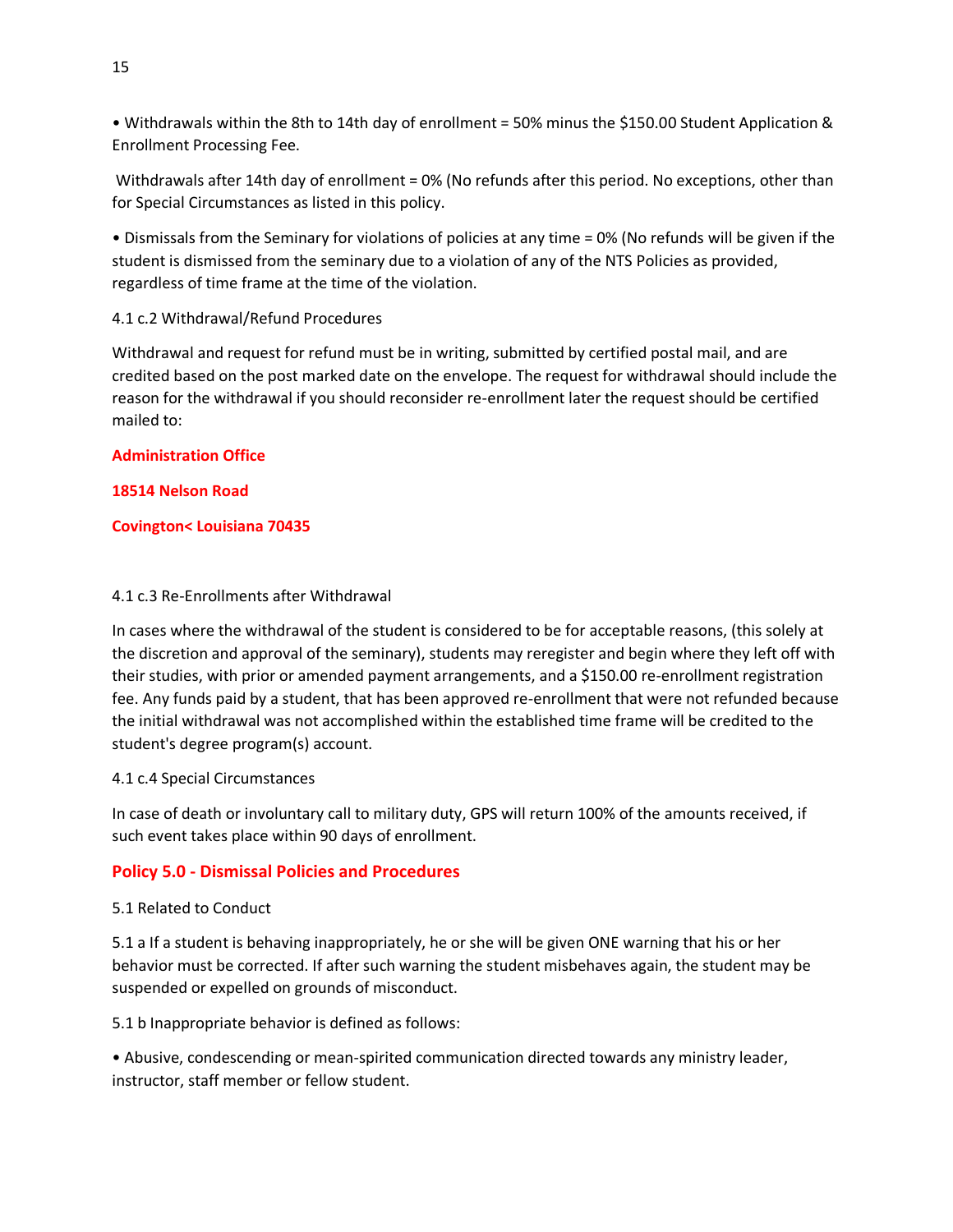• Withdrawals within the 8th to 14th day of enrollment = 50% minus the $150.00 Student Application & Enrollment Processing Fee.

Withdrawals after 14th day of enrollment = 0% (No refunds after this period. No exceptions, other than for Special Circumstances as listed in this policy.

• Dismissals from the Seminary for violations of policies at any time = 0% (No refunds will be given if the student is dismissed from the seminary due to a violation of any of the NTS Policies as provided, regardless of time frame at the time of the violation.

4.1 c.2 Withdrawal/Refund Procedures

Withdrawal and request for refund must be in writing, submitted by certified postal mail, and are credited based on the post marked date on the envelope. The request for withdrawal should include the reason for the withdrawal if you should reconsider re-enrollment later the request should be certified mailed to:

**Administration Office**

**18514 Nelson Road**

**Covington< Louisiana 70435**

4.1 c.3 Re-Enrollments after Withdrawal

In cases where the withdrawal of the student is considered to be for acceptable reasons, (this solely at the discretion and approval of the seminary), students may reregister and begin where they left off with their studies, with prior or amended payment arrangements, and a $150.00 re-enrollment registration fee. Any funds paid by a student, that has been approved re-enrollment that were not refunded because the initial withdrawal was not accomplished within the established time frame will be credited to the student's degree program(s) account.

4.1 c.4 Special Circumstances

In case of death or involuntary call to military duty, GPS will return 100% of the amounts received, if such event takes place within 90 days of enrollment.

## Policy 5.0 - Dismissal Policies and Procedures

5.1 Related to Conduct

5.1 a If a student is behaving inappropriately, he or she will be given ONE warning that his or her behavior must be corrected. If after such warning the student misbehaves again, the student may be suspended or expelled on grounds of misconduct.

5.1 b Inappropriate behavior is defined as follows:

• Abusive, condescending or mean-spirited communication directed towards any ministry leader, instructor, staff member or fellow student.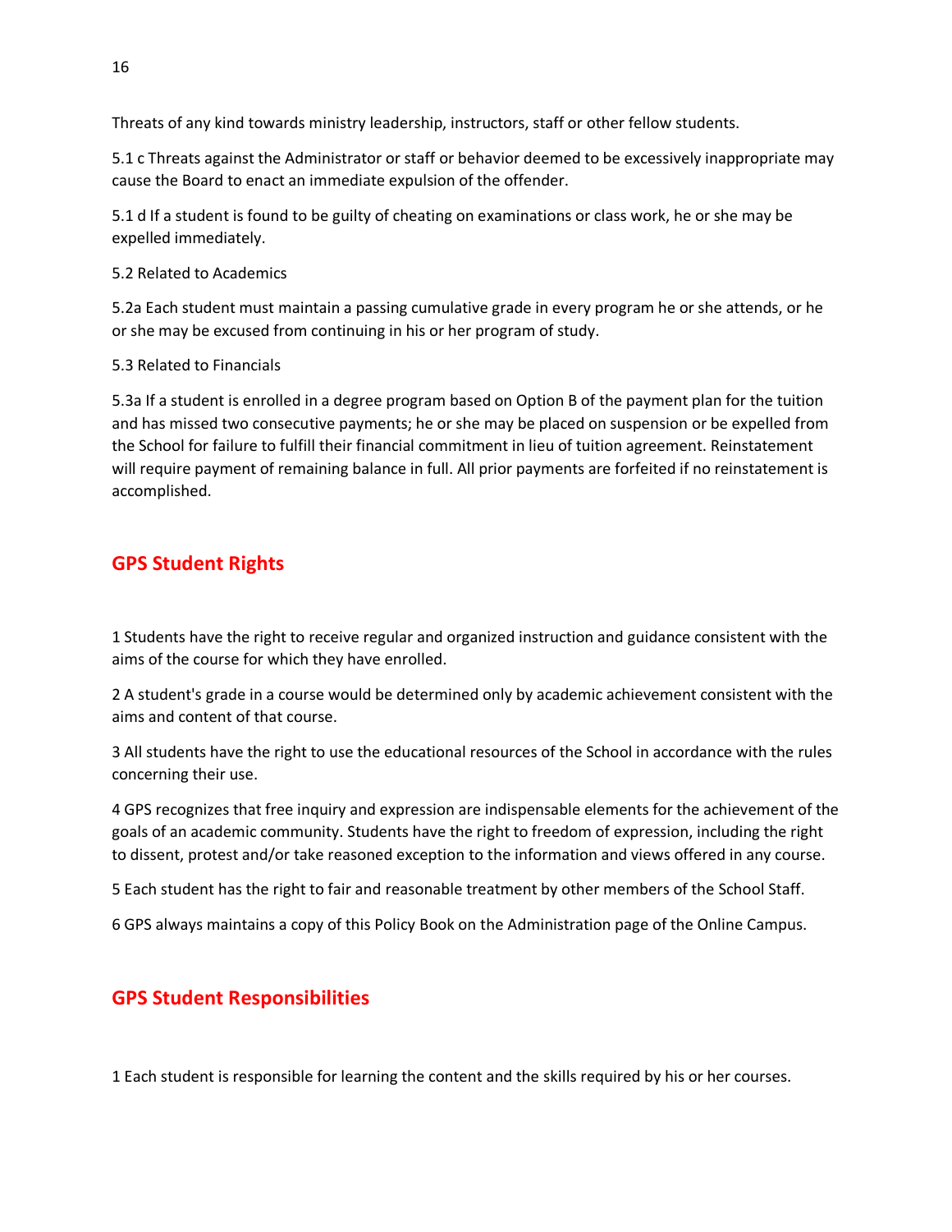Threats of any kind towards ministry leadership, instructors, staff or other fellow students.

5.1 c Threats against the Administrator or staff or behavior deemed to be excessively inappropriate may cause the Board to enact an immediate expulsion of the offender.

5.1 d If a student is found to be guilty of cheating on examinations or class work, he or she may be expelled immediately.

5.2 Related to Academics

5.2a Each student must maintain a passing cumulative grade in every program he or she attends, or he or she may be excused from continuing in his or her program of study.

5.3 Related to Financials

5.3a If a student is enrolled in a degree program based on Option B of the payment plan for the tuition and has missed two consecutive payments; he or she may be placed on suspension or be expelled from the School for failure to fulfill their financial commitment in lieu of tuition agreement. Reinstatement will require payment of remaining balance in full. All prior payments are forfeited if no reinstatement is accomplished.

## GPS Student Rights

1 Students have the right to receive regular and organized instruction and guidance consistent with the aims of the course for which they have enrolled.

2 A student's grade in a course would be determined only by academic achievement consistent with the aims and content of that course.

3 All students have the right to use the educational resources of the School in accordance with the rules concerning their use.

4 GPS recognizes that free inquiry and expression are indispensable elements for the achievement of the goals of an academic community. Students have the right to freedom of expression, including the right to dissent, protest and/or take reasoned exception to the information and views offered in any course.

5 Each student has the right to fair and reasonable treatment by other members of the School Staff.

6 GPS always maintains a copy of this Policy Book on the Administration page of the Online Campus.

## GPS Student Responsibilities

1 Each student is responsible for learning the content and the skills required by his or her courses.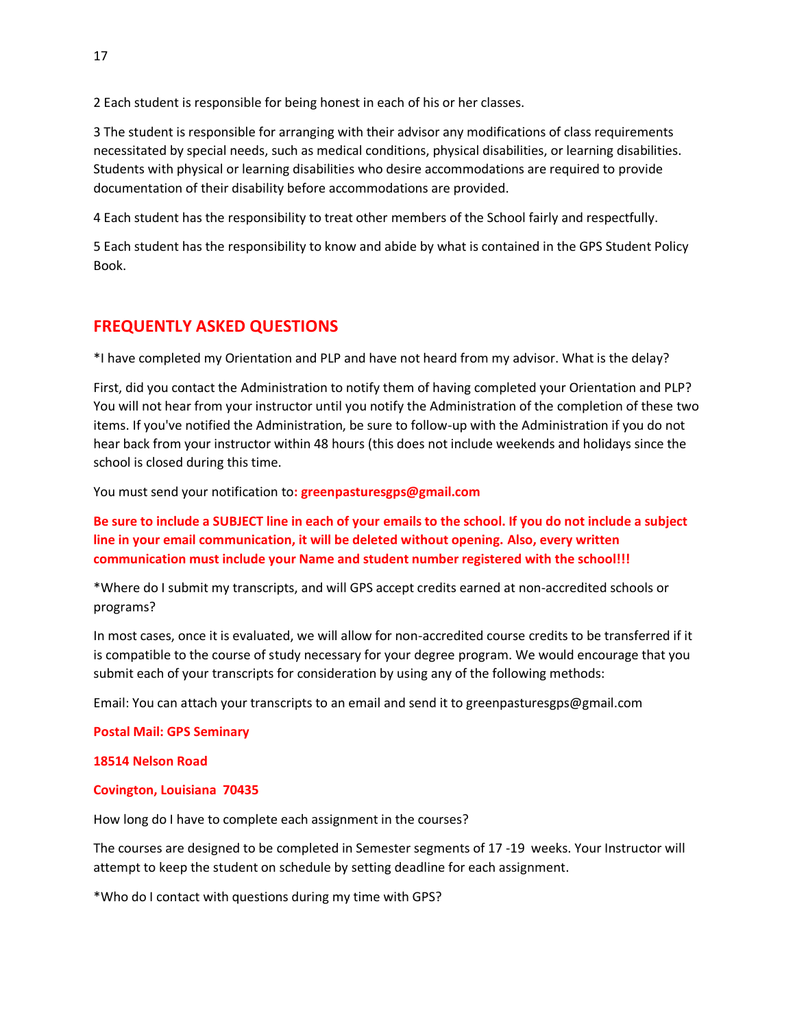2 Each student is responsible for being honest in each of his or her classes.

3 The student is responsible for arranging with their advisor any modifications of class requirements necessitated by special needs, such as medical conditions, physical disabilities, or learning disabilities. Students with physical or learning disabilities who desire accommodations are required to provide documentation of their disability before accommodations are provided.

4 Each student has the responsibility to treat other members of the School fairly and respectfully.

5 Each student has the responsibility to know and abide by what is contained in the GPS Student Policy Book.

## FREQUENTLY ASKED QUESTIONS

*I have completed my Orientation and PLP and have not heard from my advisor. What is the delay?

First, did you contact the Administration to notify them of having completed your Orientation and PLP? You will not hear from your instructor until you notify the Administration of the completion of these two items. If you've notified the Administration, be sure to follow-up with the Administration if you do not hear back from your instructor within 48 hours (this does not include weekends and holidays since the school is closed during this time.

You must send your notification to**: greenpasturesgps@gmail.com**

**Be sure to include a SUBJECT line in each of your emails to the school. If you do not include a subject line in your email communication, it will be deleted without opening. Also, every written communication must include your Name and student number registered with the school!!!**

*Where do I submit my transcripts, and will GPS accept credits earned at non-accredited schools or programs?

In most cases, once it is evaluated, we will allow for non-accredited course credits to be transferred if it is compatible to the course of study necessary for your degree program. We would encourage that you submit each of your transcripts for consideration by using any of the following methods:

Email: You can attach your transcripts to an email and send it to greenpasturesgps@gmail.com

**Postal Mail: GPS Seminary**

**18514 Nelson Road**

**Covington, Louisiana 70435**

How long do I have to complete each assignment in the courses?

The courses are designed to be completed in Semester segments of 17 -19 weeks. Your Instructor will attempt to keep the student on schedule by setting deadline for each assignment.

*Who do I contact with questions during my time with GPS?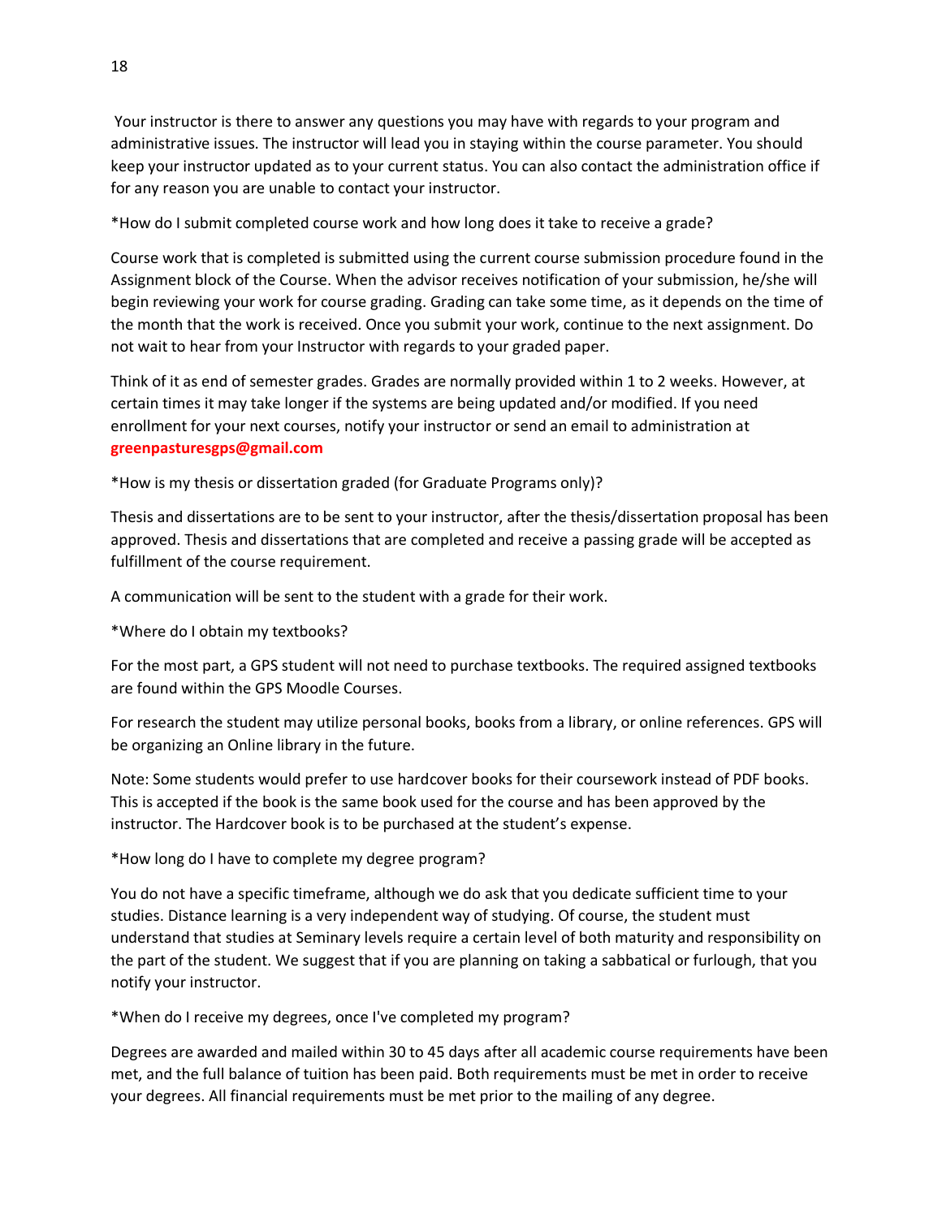Your instructor is there to answer any questions you may have with regards to your program and administrative issues. The instructor will lead you in staying within the course parameter. You should keep your instructor updated as to your current status. You can also contact the administration office if for any reason you are unable to contact your instructor.

*How do I submit completed course work and how long does it take to receive a grade?

Course work that is completed is submitted using the current course submission procedure found in the Assignment block of the Course. When the advisor receives notification of your submission, he/she will begin reviewing your work for course grading. Grading can take some time, as it depends on the time of the month that the work is received. Once you submit your work, continue to the next assignment. Do not wait to hear from your Instructor with regards to your graded paper.

Think of it as end of semester grades. Grades are normally provided within 1 to 2 weeks. However, at certain times it may take longer if the systems are being updated and/or modified. If you need enrollment for your next courses, notify your instructor or send an email to administration at **greenpasturesgps@gmail.com**

*How is my thesis or dissertation graded (for Graduate Programs only)?

Thesis and dissertations are to be sent to your instructor, after the thesis/dissertation proposal has been approved. Thesis and dissertations that are completed and receive a passing grade will be accepted as fulfillment of the course requirement.

A communication will be sent to the student with a grade for their work.

*Where do I obtain my textbooks?

For the most part, a GPS student will not need to purchase textbooks. The required assigned textbooks are found within the GPS Moodle Courses.

For research the student may utilize personal books, books from a library, or online references. GPS will be organizing an Online library in the future.

Note: Some students would prefer to use hardcover books for their coursework instead of PDF books. This is accepted if the book is the same book used for the course and has been approved by the instructor. The Hardcover book is to be purchased at the student's expense.

*How long do I have to complete my degree program?

You do not have a specific timeframe, although we do ask that you dedicate sufficient time to your studies. Distance learning is a very independent way of studying. Of course, the student must understand that studies at Seminary levels require a certain level of both maturity and responsibility on the part of the student. We suggest that if you are planning on taking a sabbatical or furlough, that you notify your instructor.

*When do I receive my degrees, once I've completed my program?

Degrees are awarded and mailed within 30 to 45 days after all academic course requirements have been met, and the full balance of tuition has been paid. Both requirements must be met in order to receive your degrees. All financial requirements must be met prior to the mailing of any degree.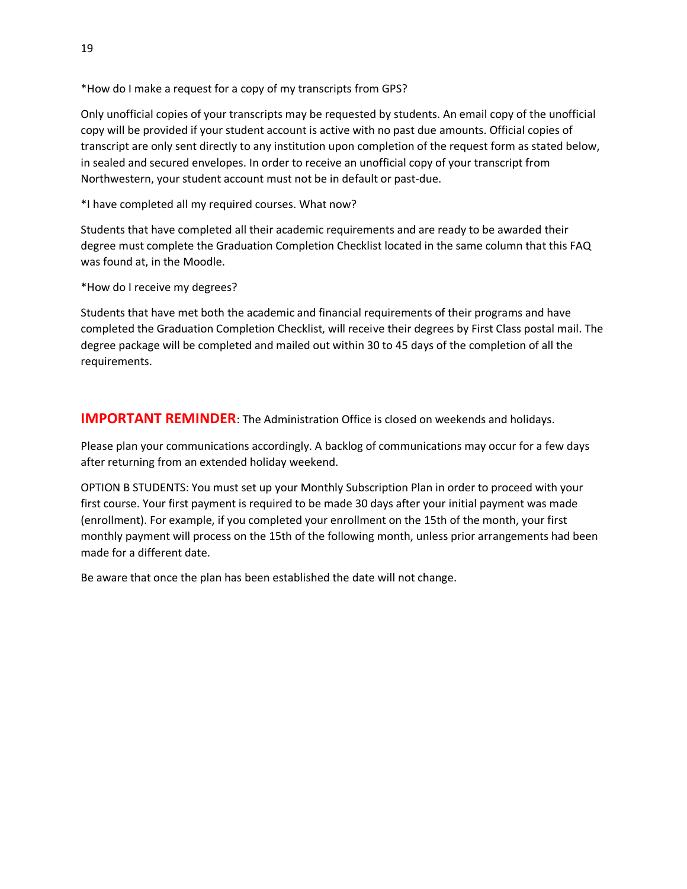*How do I make a request for a copy of my transcripts from GPS?

Only unofficial copies of your transcripts may be requested by students. An email copy of the unofficial copy will be provided if your student account is active with no past due amounts. Official copies of transcript are only sent directly to any institution upon completion of the request form as stated below, in sealed and secured envelopes. In order to receive an unofficial copy of your transcript from Northwestern, your student account must not be in default or past-due.

*I have completed all my required courses. What now?

Students that have completed all their academic requirements and are ready to be awarded their degree must complete the Graduation Completion Checklist located in the same column that this FAQ was found at, in the Moodle.

*How do I receive my degrees?

Students that have met both the academic and financial requirements of their programs and have completed the Graduation Completion Checklist, will receive their degrees by First Class postal mail. The degree package will be completed and mailed out within 30 to 45 days of the completion of all the requirements.

**IMPORTANT REMINDER**: The Administration Office is closed on weekends and holidays.

Please plan your communications accordingly. A backlog of communications may occur for a few days after returning from an extended holiday weekend.

OPTION B STUDENTS: You must set up your Monthly Subscription Plan in order to proceed with your first course. Your first payment is required to be made 30 days after your initial payment was made (enrollment). For example, if you completed your enrollment on the 15th of the month, your first monthly payment will process on the 15th of the following month, unless prior arrangements had been made for a different date.

Be aware that once the plan has been established the date will not change.